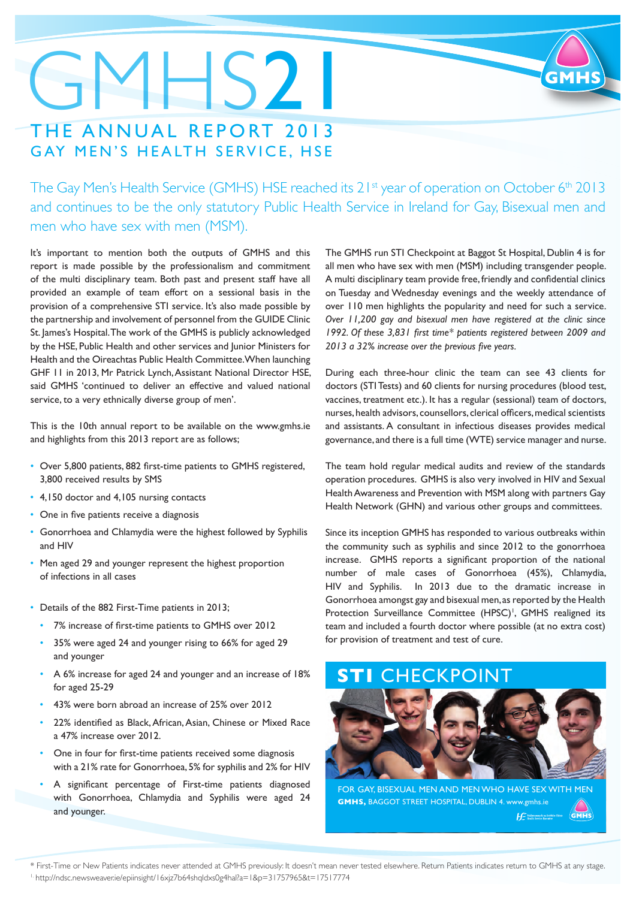# GMHS21

## THE ANNUAL REPORT 2013
## GAY MEN'S HEALTH SERVICE, HSE

The Gay Men's Health Service (GMHS) HSE reached its 21st year of operation on October 6th 2013 and continues to be the only statutory Public Health Service in Ireland for Gay, Bisexual men and men who have sex with men (MSM).

It's important to mention both the outputs of GMHS and this report is made possible by the professionalism and commitment of the multi disciplinary team. Both past and present staff have all provided an example of team effort on a sessional basis in the provision of a comprehensive STI service. It's also made possible by the partnership and involvement of personnel from the GUIDE Clinic St. James's Hospital. The work of the GMHS is publicly acknowledged by the HSE, Public Health and other services and Junior Ministers for Health and the Oireachtas Public Health Committee. When launching GHF 11 in 2013, Mr Patrick Lynch, Assistant National Director HSE, said GMHS 'continued to deliver an effective and valued national service, to a very ethnically diverse group of men'.

This is the 10th annual report to be available on the www.gmhs.ie and highlights from this 2013 report are as follows;

- Over 5,800 patients, 882 first-time patients to GMHS registered, 3,800 received results by SMS
- 4,150 doctor and 4,105 nursing contacts
- One in five patients receive a diagnosis
- Gonorrhoea and Chlamydia were the highest followed by Syphilis and HIV
- Men aged 29 and younger represent the highest proportion of infections in all cases
- Details of the 882 First-Time patients in 2013;
  - 7% increase of first-time patients to GMHS over 2012
  - 35% were aged 24 and younger rising to 66% for aged 29 and younger
  - A 6% increase for aged 24 and younger and an increase of 18% for aged 25-29
  - 43% were born abroad an increase of 25% over 2012
  - 22% identified as Black, African, Asian, Chinese or Mixed Race a 47% increase over 2012.
  - One in four for first-time patients received some diagnosis with a 21% rate for Gonorrhoea, 5% for syphilis and 2% for HIV
  - A significant percentage of First-time patients diagnosed with Gonorrhoea, Chlamydia and Syphilis were aged 24 and younger.

The GMHS run STI Checkpoint at Baggot St Hospital, Dublin 4 is for all men who have sex with men (MSM) including transgender people. A multi disciplinary team provide free, friendly and confidential clinics on Tuesday and Wednesday evenings and the weekly attendance of over 110 men highlights the popularity and need for such a service. *Over 11,200 gay and bisexual men have registered at the clinic since 1992. Of these 3,831 first time\* patients registered between 2009 and 2013 a 32% increase over the previous five years.*

During each three-hour clinic the team can see 43 clients for doctors (STI Tests) and 60 clients for nursing procedures (blood test, vaccines, treatment etc.). It has a regular (sessional) team of doctors, nurses, health advisors, counsellors, clerical officers, medical scientists and assistants. A consultant in infectious diseases provides medical governance, and there is a full time (WTE) service manager and nurse.

The team hold regular medical audits and review of the standards operation procedures. GMHS is also very involved in HIV and Sexual Health Awareness and Prevention with MSM along with partners Gay Health Network (GHN) and various other groups and committees.

Since its inception GMHS has responded to various outbreaks within the community such as syphilis and since 2012 to the gonorrhoea increase. GMHS reports a significant proportion of the national number of male cases of Gonorrhoea (45%), Chlamydia, HIV and Syphilis. In 2013 due to the dramatic increase in Gonorrhoea amongst gay and bisexual men, as reported by the Health Protection Surveillance Committee (HPSC)[1], GMHS realigned its team and included a fourth doctor where possible (at no extra cost) for provision of treatment and test of cure.

**STI** CHECKPOINT

FOR GAY, BISEXUAL MEN AND MEN WHO HAVE SEX WITH MEN
**GMHS,** BAGGOT STREET HOSPITAL, DUBLIN 4. www.gmhs.ie

\* First-Time or New Patients indicates never attended at GMHS previously: It doesn't mean never tested elsewhere. Return Patients indicates return to GMHS at any stage.

[1] http://ndsc.newsweaver.ie/epiinsight/16xjz7b64shqldxs0g4hal?a=1&p=31757965&t=17517774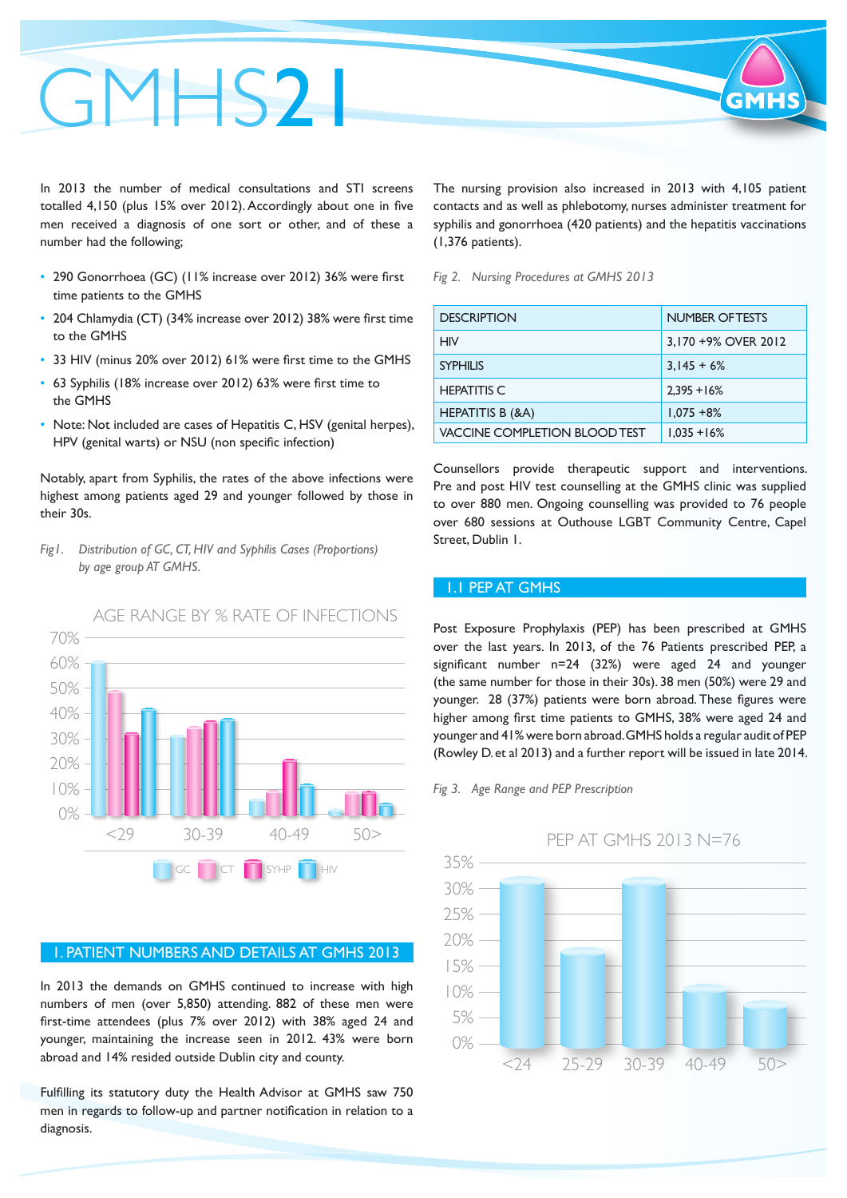# GMHS21

In 2013 the number of medical consultations and STI screens totalled 4,150 (plus 15% over 2012). Accordingly about one in five men received a diagnosis of one sort or other, and of these a number had the following;

- 290 Gonorrhoea (GC) (11% increase over 2012) 36% were first time patients to the GMHS
- 204 Chlamydia (CT) (34% increase over 2012) 38% were first time to the GMHS
- 33 HIV (minus 20% over 2012) 61% were first time to the GMHS
- 63 Syphilis (18% increase over 2012) 63% were first time to the GMHS
- Note: Not included are cases of Hepatitis C, HSV (genital herpes), HPV (genital warts) or NSU (non specific infection)

Notably, apart from Syphilis, the rates of the above infections were highest among patients aged 29 and younger followed by those in their 30s.

*Fig1. Distribution of GC, CT, HIV and Syphilis Cases (Proportions) by age group AT GMHS.*

AGE RANGE BY % RATE OF INFECTIONS

## 1. PATIENT NUMBERS AND DETAILS AT GMHS 2013

In 2013 the demands on GMHS continued to increase with high numbers of men (over 5,850) attending. 882 of these men were first-time attendees (plus 7% over 2012) with 38% aged 24 and younger, maintaining the increase seen in 2012. 43% were born abroad and 14% resided outside Dublin city and county.

Fulfilling its statutory duty the Health Advisor at GMHS saw 750 men in regards to follow-up and partner notification in relation to a diagnosis.

The nursing provision also increased in 2013 with 4,105 patient contacts and as well as phlebotomy, nurses administer treatment for syphilis and gonorrhoea (420 patients) and the hepatitis vaccinations (1,376 patients).

*Fig 2. Nursing Procedures at GMHS 2013*

| DESCRIPTION | NUMBER OF TESTS |
|---|---|
| HIV | 3,170 +9% OVER 2012 |
| SYPHILIS | 3,145 + 6% |
| HEPATITIS C | 2,395 +16% |
| HEPATITIS B (&A) | 1,075 +8% |
| VACCINE COMPLETION BLOOD TEST | 1,035 +16% |

Counsellors provide therapeutic support and interventions. Pre and post HIV test counselling at the GMHS clinic was supplied to over 880 men. Ongoing counselling was provided to 76 people over 680 sessions at Outhouse LGBT Community Centre, Capel Street, Dublin 1.

## 1.1 PEP AT GMHS

Post Exposure Prophylaxis (PEP) has been prescribed at GMHS over the last years. In 2013, of the 76 Patients prescribed PEP, a significant number n=24 (32%) were aged 24 and younger (the same number for those in their 30s). 38 men (50%) were 29 and younger. 28 (37%) patients were born abroad. These figures were higher among first time patients to GMHS, 38% were aged 24 and younger and 41% were born abroad. GMHS holds a regular audit of PEP (Rowley D. et al 2013) and a further report will be issued in late 2014.

*Fig 3. Age Range and PEP Prescription*

PEP AT GMHS 2013 N=76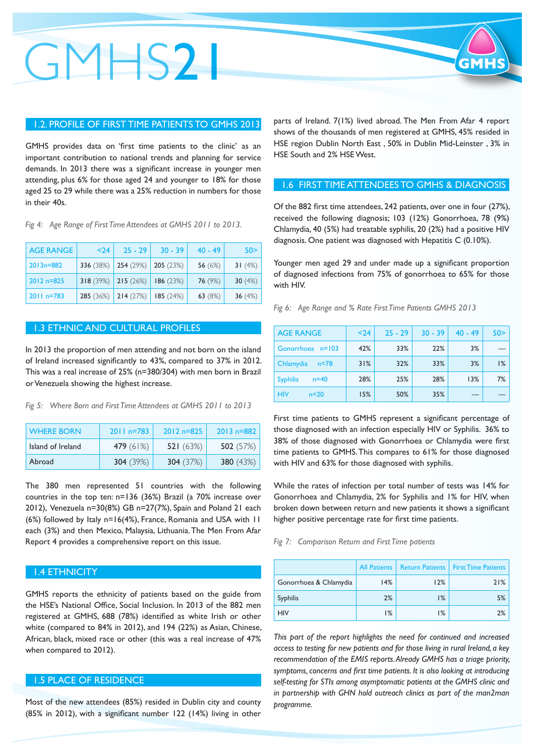## 1.2. PROFILE OF FIRST TIME PATIENTS TO GMHS 2013

GMHS provides data on 'first time patients to the clinic' as an important contribution to national trends and planning for service demands. In 2013 there was a significant increase in younger men attending, plus 6% for those aged 24 and younger to 18% for those aged 25 to 29 while there was a 25% reduction in numbers for those in their 40s.

*Fig 4: Age Range of First Time Attendees at GMHS 2011 to 2013.*

| AGE RANGE | <24 | 25 - 29 | 30 - 39 | 40 - 49 | 50> |
|---|---|---|---|---|---|
| 2013n=882 | **336** (38%) | **254** (29%) | **205** (23%) | **56** (6%) | **31** (4%) |
| 2012 n=825 | **318** (39%) | **215** (26%) | **186** (23%) | **76** (9%) | **30** (4%) |
| 2011 n=783 | **285** (36%) | **214** (27%) | **185** (24%) | **63** (8%) | **36** (4%) |

## 1.3 ETHNIC AND CULTURAL PROFILES

In 2013 the proportion of men attending and not born on the island of Ireland increased significantly to 43%, compared to 37% in 2012. This was a real increase of 25% (n=380/304) with men born in Brazil or Venezuela showing the highest increase.

*Fig 5: Where Born and First Time Attendees at GMHS 2011 to 2013*

| WHERE BORN | 2011 n=783 | 2012 n=825 | 2013 n=882 |
|---|---|---|---|
| Island of Ireland | **479** (61%) | **521** (63%) | **502** (57%) |
| Abroad | **304** (39%) | **304** (37%) | **380** (43%) |

The 380 men represented 51 countries with the following countries in the top ten: n=136 (36%) Brazil (a 70% increase over 2012), Venezuela n=30(8%) GB n=27(7%), Spain and Poland 21 each (6%) followed by Italy n=16(4%), France, Romania and USA with 11 each (3%) and then Mexico, Malaysia, Lithuania. The Men From Afar Report 4 provides a comprehensive report on this issue.

## 1.4 ETHNICITY

GMHS reports the ethnicity of patients based on the guide from the HSE's National Office, Social Inclusion. In 2013 of the 882 men registered at GMHS, 688 (78%) identified as white Irish or other white (compared to 84% in 2012), and 194 (22%) as Asian, Chinese, African, black, mixed race or other (this was a real increase of 47% when compared to 2012).

## 1.5 PLACE OF RESIDENCE

Most of the new attendees (85%) resided in Dublin city and county (85% in 2012), with a significant number 122 (14%) living in other parts of Ireland. 7(1%) lived abroad. The Men From Afar 4 report shows of the thousands of men registered at GMHS, 45% resided in HSE region Dublin North East , 50% in Dublin Mid-Leinster , 3% in HSE South and 2% HSE West.

## 1.6 FIRST TIME ATTENDEES TO GMHS & DIAGNOSIS

Of the 882 first time attendees, 242 patients, over one in four (27%), received the following diagnosis; 103 (12%) Gonorrhoea, 78 (9%) Chlamydia, 40 (5%) had treatable syphilis, 20 (2%) had a positive HIV diagnosis. One patient was diagnosed with Hepatitis C (0.10%).

Younger men aged 29 and under made up a significant proportion of diagnosed infections from 75% of gonorrhoea to 65% for those with HIV.

*Fig 6: Age Range and % Rate First Time Patients GMHS 2013*

| AGE RANGE | <24 | 25 - 29 | 30 - 39 | 40 - 49 | 50> |
|---|---|---|---|---|---|
| Gonorrhoea n=103 | 42% | 33% | 22% | 3% | — |
| Chlamydia n=78 | 31% | 32% | 33% | 3% | 1% |
| Syphilis n=40 | 28% | 25% | 28% | 13% | 7% |
| HIV n=20 | 15% | 50% | 35% | — | — |

First time patients to GMHS represent a significant percentage of those diagnosed with an infection especially HIV or Syphilis. 36% to 38% of those diagnosed with Gonorrhoea or Chlamydia were first time patients to GMHS. This compares to 61% for those diagnosed with HIV and 63% for those diagnosed with syphilis.

While the rates of infection per total number of tests was 14% for Gonorrhoea and Chlamydia, 2% for Syphilis and 1% for HIV, when broken down between return and new patients it shows a significant higher positive percentage rate for first time patients.

*Fig 7: Comparison Return and First Time patients*

| | All Patients | Return Patients | First Time Patients |
|---|---|---|---|
| Gonorrhoea & Chlamydia | 14% | 12% | 21% |
| Syphilis | 2% | 1% | 5% |
| HIV | 1% | 1% | 2% |

*This part of the report highlights the need for continued and increased access to testing for new patients and for those living in rural Ireland, a key recommendation of the EMIS reports. Already GMHS has a triage priority, symptoms, concerns and first time patients. It is also looking at introducing self-testing for STIs among asymptomatic patients at the GMHS clinic and in partnership with GHN hold outreach clinics as part of the man2man programme.*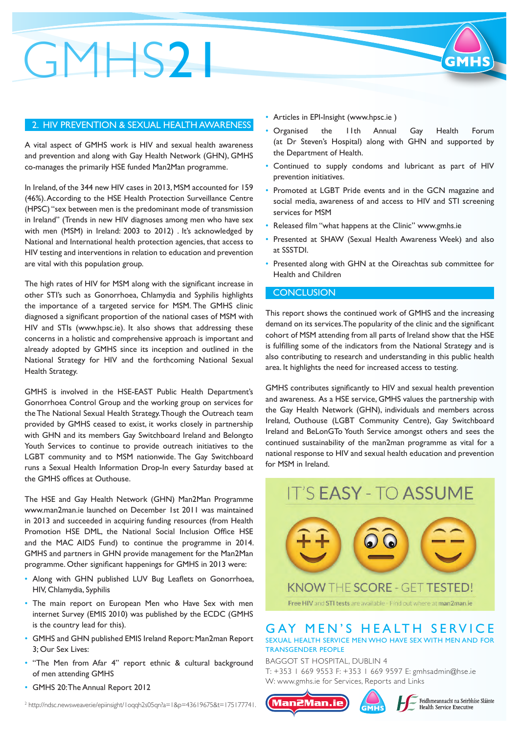# GMHS21

## 2. HIV PREVENTION & SEXUAL HEALTH AWARENESS

A vital aspect of GMHS work is HIV and sexual health awareness and prevention and along with Gay Health Network (GHN), GMHS co-manages the primarily HSE funded Man2Man programme.

In Ireland, of the 344 new HIV cases in 2013, MSM accounted for 159 (46%). According to the HSE Health Protection Surveillance Centre (HPSC) "sex between men is the predominant mode of transmission in Ireland" (Trends in new HIV diagnoses among men who have sex with men (MSM) in Ireland: 2003 to 2012) . It's acknowledged by National and International health protection agencies, that access to HIV testing and interventions in relation to education and prevention are vital with this population group.

The high rates of HIV for MSM along with the significant increase in other STI's such as Gonorrhoea, Chlamydia and Syphilis highlights the importance of a targeted service for MSM. The GMHS clinic diagnosed a significant proportion of the national cases of MSM with HIV and STIs (www.hpsc.ie). It also shows that addressing these concerns in a holistic and comprehensive approach is important and already adopted by GMHS since its inception and outlined in the National Strategy for HIV and the forthcoming National Sexual Health Strategy.

GMHS is involved in the HSE-EAST Public Health Department's Gonorrhoea Control Group and the working group on services for the The National Sexual Health Strategy. Though the Outreach team provided by GMHS ceased to exist, it works closely in partnership with GHN and its members Gay Switchboard Ireland and Belongto Youth Services to continue to provide outreach initiatives to the LGBT community and to MSM nationwide. The Gay Switchboard runs a Sexual Health Information Drop-In every Saturday based at the GMHS offices at Outhouse.

The HSE and Gay Health Network (GHN) Man2Man Programme www.man2man.ie launched on December 1st 2011 was maintained in 2013 and succeeded in acquiring funding resources (from Health Promotion HSE DML, the National Social Inclusion Office HSE and the MAC AIDS Fund) to continue the programme in 2014. GMHS and partners in GHN provide management for the Man2Man programme. Other significant happenings for GMHS in 2013 were:

- Along with GHN published LUV Bug Leaflets on Gonorrhoea, HIV, Chlamydia, Syphilis
- The main report on European Men who Have Sex with men internet Survey (EMIS 2010) was published by the ECDC (GMHS is the country lead for this).
- GMHS and GHN published EMIS Ireland Report: Man2man Report 3; Our Sex Lives:
- "The Men from Afar 4" report ethnic & cultural background of men attending GMHS
- GMHS 20: The Annual Report 2012
- Articles in EPI-Insight (www.hpsc.ie )
- Organised the 11th Annual Gay Health Forum (at Dr Steven's Hospital) along with GHN and supported by the Department of Health.
- Continued to supply condoms and lubricant as part of HIV prevention initiatives.
- Promoted at LGBT Pride events and in the GCN magazine and social media, awareness of and access to HIV and STI screening services for MSM
- Released film "what happens at the Clinic" www.gmhs.ie
- Presented at SHAW (Sexual Health Awareness Week) and also at SSSTDI.
- Presented along with GHN at the Oireachtas sub committee for Health and Children

[2] http://ndsc.newsweaverie/epiinsight/1oqqh2s05qn?a=1&p=43619675&t=175177741.

## CONCLUSION

This report shows the continued work of GMHS and the increasing demand on its services. The popularity of the clinic and the significant cohort of MSM attending from all parts of Ireland show that the HSE is fulfilling some of the indicators from the National Strategy and is also contributing to research and understanding in this public health area. It highlights the need for increased access to testing.

GMHS contributes significantly to HIV and sexual health prevention and awareness. As a HSE service, GMHS values the partnership with the Gay Health Network (GHN), individuals and members across Ireland, Outhouse (LGBT Community Centre), Gay Switchboard Ireland and BeLonGTo Youth Service amongst others and sees the continued sustainability of the man2man programme as vital for a national response to HIV and sexual health education and prevention for MSM in Ireland.

IT'S EASY - TO ASSUME

KNOW THE SCORE - GET TESTED!

Free HIV and STI tests are available - Find out where at man2man.ie

## GAY MEN'S HEALTH SERVICE

SEXUAL HEALTH SERVICE MEN WHO HAVE SEX WITH MEN AND FOR TRANSGENDER PEOPLE

BAGGOT ST HOSPITAL, DUBLIN 4
T: +353 1 669 9553 F: +353 1 669 9597 E: gmhsadmin@hse.ie
W: www.gmhs.ie for Services, Reports and Links

Man2Man.ie · GMHS · Feidhmeannacht na Seirbhíse Sláinte Health Service Executive